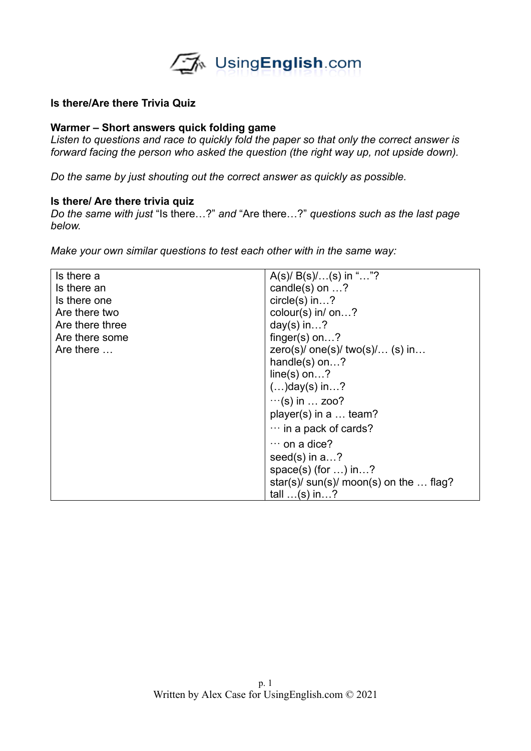UsingEnglish.com

**Is there/Are there Trivia Quiz**

**Warmer – Short answers quick folding game**

*Listen to questions and race to quickly fold the paper so that only the correct answer is forward facing the person who asked the question (the right way up, not upside down).*

*Do the same by just shouting out the correct answer as quickly as possible.*

**Is there/ Are there trivia quiz**

*Do the same with just* "Is there…?" *and* "Are there…?" *questions such as the last page below.*

*Make your own similar questions to test each other with in the same way:*

| | |
|---|---|
| Is there a<br>Is there an<br>Is there one<br>Are there two<br>Are there three<br>Are there some<br>Are there … | A(s)/ B(s)/…(s) in "…"?<br>candle(s) on …?<br>circle(s) in…?<br>colour(s) in/ on…?<br>day(s) in…?<br>finger(s) on…?<br>zero(s)/ one(s)/ two(s)/… (s) in…<br>handle(s) on…?<br>line(s) on…?<br>(…)day(s) in…?<br>…(s) in … zoo?<br>player(s) in a … team?<br>… in a pack of cards?<br>… on a dice?<br>seed(s) in a…?<br>space(s) (for …) in…?<br>star(s)/ sun(s)/ moon(s) on the … flag?<br>tall …(s) in…? |

Written by Alex Case for UsingEnglish.com © 2021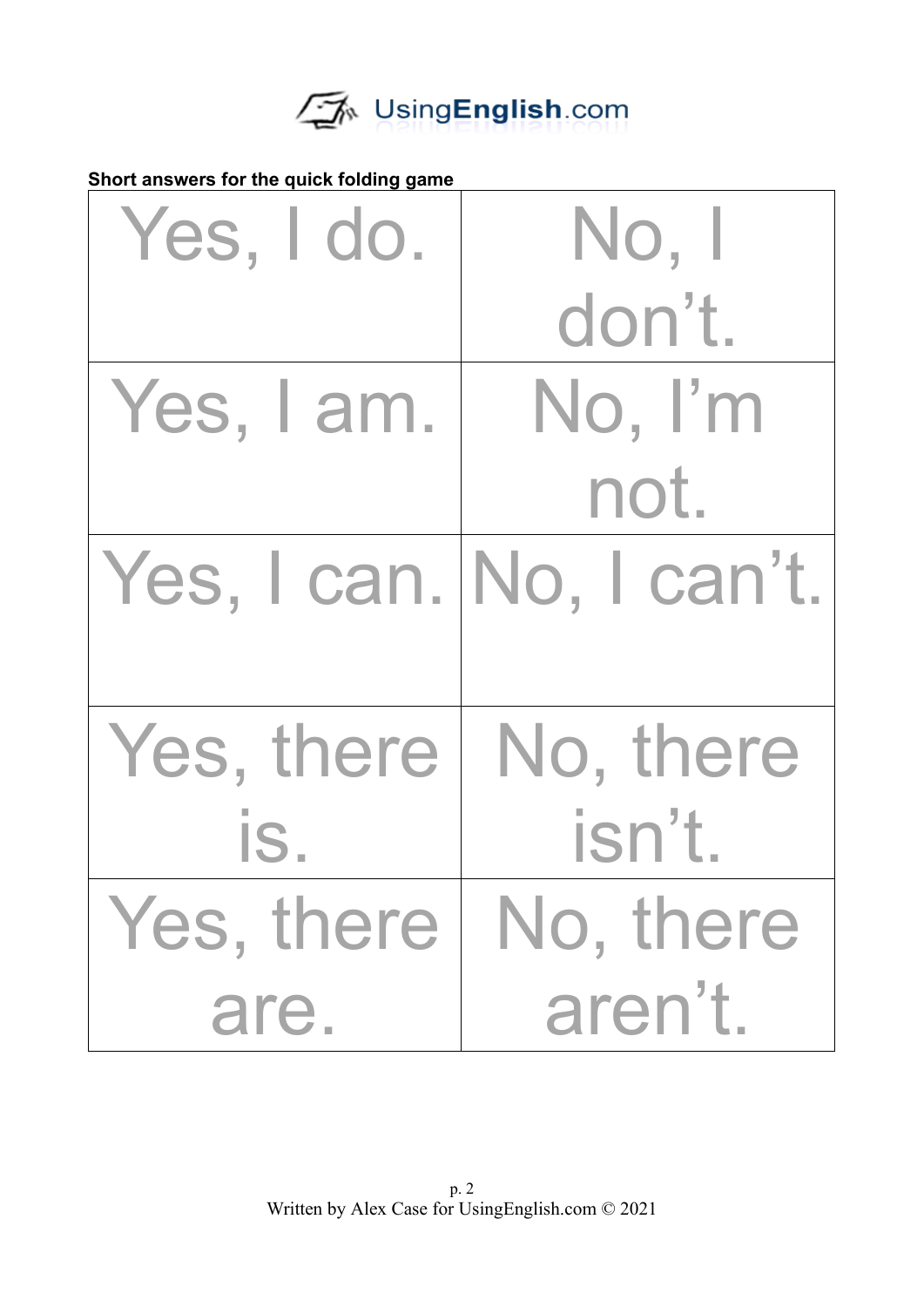**Short answers for the quick folding game**

| | |
|---|---|
| Yes, I do. | No, I don't. |
| Yes, I am. | No, I'm not. |
| Yes, I can. | No, I can't. |
| Yes, there is. | No, there isn't. |
| Yes, there are. | No, there aren't. |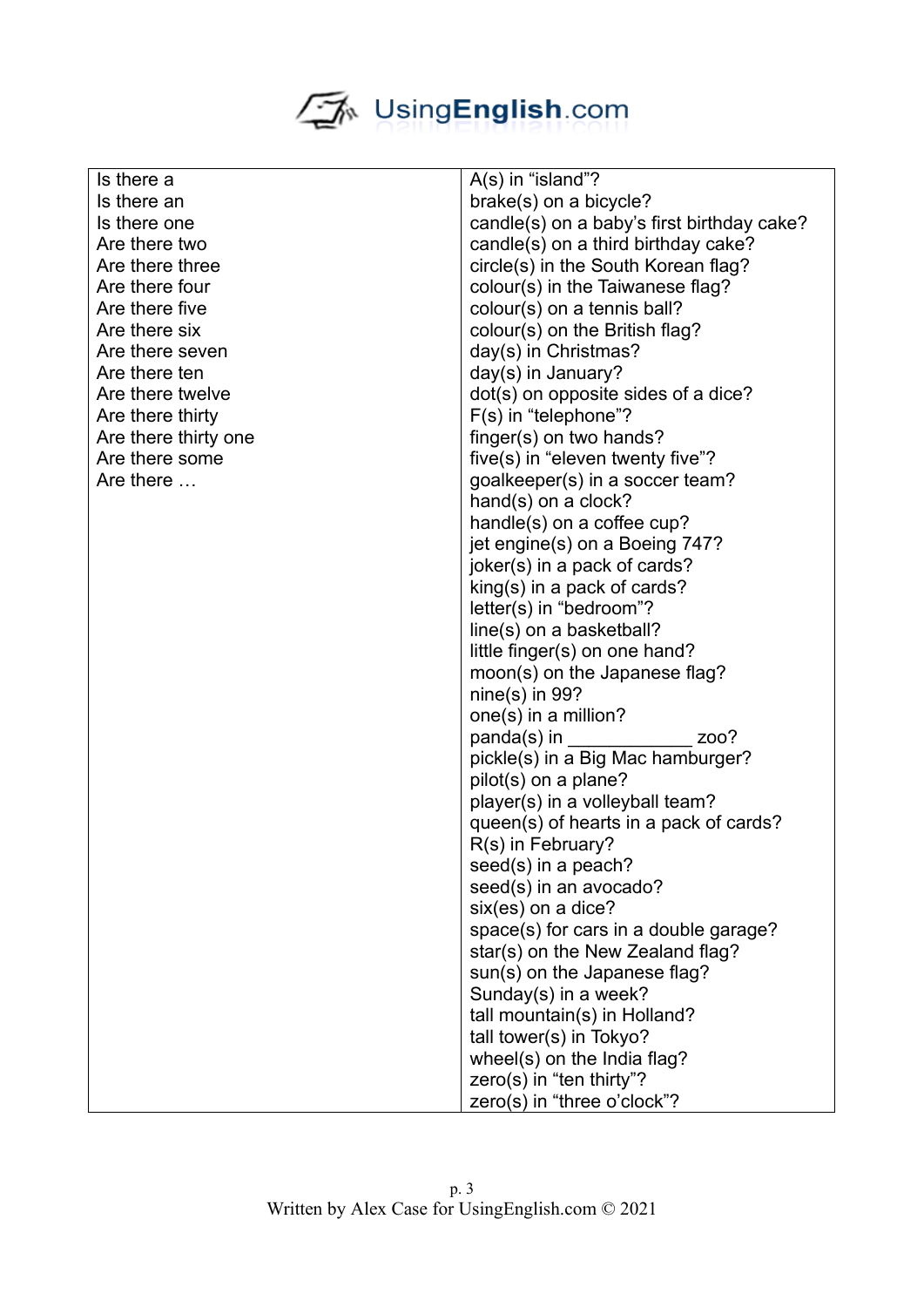| | |
|---|---|
| Is there a<br>Is there an<br>Is there one<br>Are there two<br>Are there three<br>Are there four<br>Are there five<br>Are there six<br>Are there seven<br>Are there ten<br>Are there twelve<br>Are there thirty<br>Are there thirty one<br>Are there some<br>Are there … | A(s) in "island"?<br>brake(s) on a bicycle?<br>candle(s) on a baby's first birthday cake?<br>candle(s) on a third birthday cake?<br>circle(s) in the South Korean flag?<br>colour(s) in the Taiwanese flag?<br>colour(s) on a tennis ball?<br>colour(s) on the British flag?<br>day(s) in Christmas?<br>day(s) in January?<br>dot(s) on opposite sides of a dice?<br>F(s) in "telephone"?<br>finger(s) on two hands?<br>five(s) in "eleven twenty five"?<br>goalkeeper(s) in a soccer team?<br>hand(s) on a clock?<br>handle(s) on a coffee cup?<br>jet engine(s) on a Boeing 747?<br>joker(s) in a pack of cards?<br>king(s) in a pack of cards?<br>letter(s) in "bedroom"?<br>line(s) on a basketball?<br>little finger(s) on one hand?<br>moon(s) on the Japanese flag?<br>nine(s) in 99?<br>one(s) in a million?<br>panda(s) in ____________ zoo?<br>pickle(s) in a Big Mac hamburger?<br>pilot(s) on a plane?<br>player(s) in a volleyball team?<br>queen(s) of hearts in a pack of cards?<br>R(s) in February?<br>seed(s) in a peach?<br>seed(s) in an avocado?<br>six(es) on a dice?<br>space(s) for cars in a double garage?<br>star(s) on the New Zealand flag?<br>sun(s) on the Japanese flag?<br>Sunday(s) in a week?<br>tall mountain(s) in Holland?<br>tall tower(s) in Tokyo?<br>wheel(s) on the India flag?<br>zero(s) in "ten thirty"?<br>zero(s) in "three o'clock"? |

Written by Alex Case for UsingEnglish.com © 2021